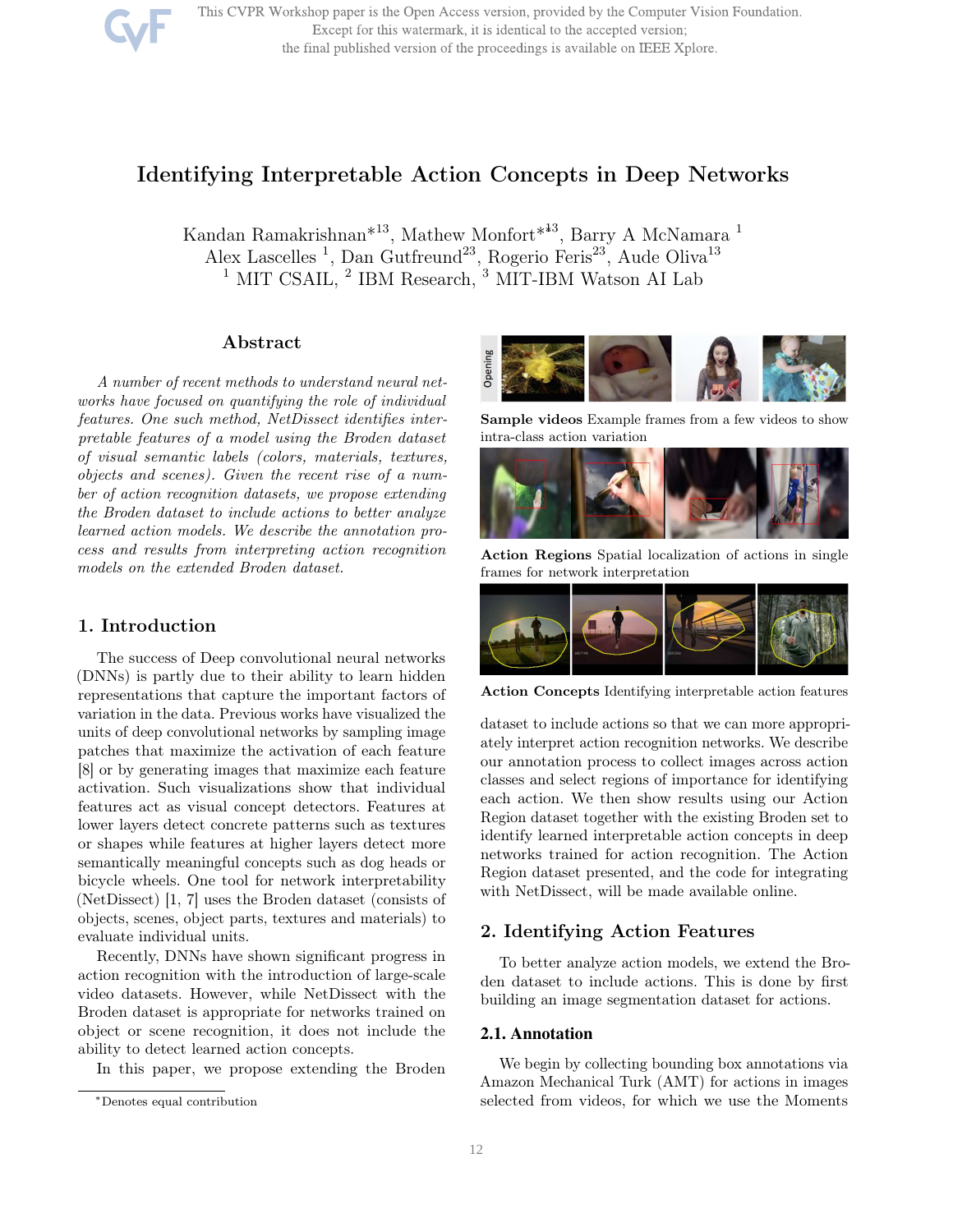# Identifying Interpretable Action Concepts in Deep Networks

Kandan Ramakrishnan*[13], Mathew Monfort*[13], Barry A McNamara [1]
Alex Lascelles [1], Dan Gutfreund[23], Rogerio Feris[23], Aude Oliva[13]
[1] MIT CSAIL, [2] IBM Research, [3] MIT-IBM Watson AI Lab

## Abstract

*A number of recent methods to understand neural networks have focused on quantifying the role of individual features. One such method, NetDissect identifies interpretable features of a model using the Broden dataset of visual semantic labels (colors, materials, textures, objects and scenes). Given the recent rise of a number of action recognition datasets, we propose extending the Broden dataset to include actions to better analyze learned action models. We describe the annotation process and results from interpreting action recognition models on the extended Broden dataset.*

**Sample videos** Example frames from a few videos to show intra-class action variation

**Action Regions** Spatial localization of actions in single frames for network interpretation

**Action Concepts** Identifying interpretable action features

## 1. Introduction

The success of Deep convolutional neural networks (DNNs) is partly due to their ability to learn hidden representations that capture the important factors of variation in the data. Previous works have visualized the units of deep convolutional networks by sampling image patches that maximize the activation of each feature [8] or by generating images that maximize each feature activation. Such visualizations show that individual features act as visual concept detectors. Features at lower layers detect concrete patterns such as textures or shapes while features at higher layers detect more semantically meaningful concepts such as dog heads or bicycle wheels. One tool for network interpretability (NetDissect) [1, 7] uses the Broden dataset (consists of objects, scenes, object parts, textures and materials) to evaluate individual units.

Recently, DNNs have shown significant progress in action recognition with the introduction of large-scale video datasets. However, while NetDissect with the Broden dataset is appropriate for networks trained on object or scene recognition, it does not include the ability to detect learned action concepts.

In this paper, we propose extending the Broden dataset to include actions so that we can more appropriately interpret action recognition networks. We describe our annotation process to collect images across action classes and select regions of importance for identifying each action. We then show results using our Action Region dataset together with the existing Broden set to identify learned interpretable action concepts in deep networks trained for action recognition. The Action Region dataset presented, and the code for integrating with NetDissect, will be made available online.

*Denotes equal contribution

## 2. Identifying Action Features

To better analyze action models, we extend the Broden dataset to include actions. This is done by first building an image segmentation dataset for actions.

### 2.1. Annotation

We begin by collecting bounding box annotations via Amazon Mechanical Turk (AMT) for actions in images selected from videos, for which we use the Moments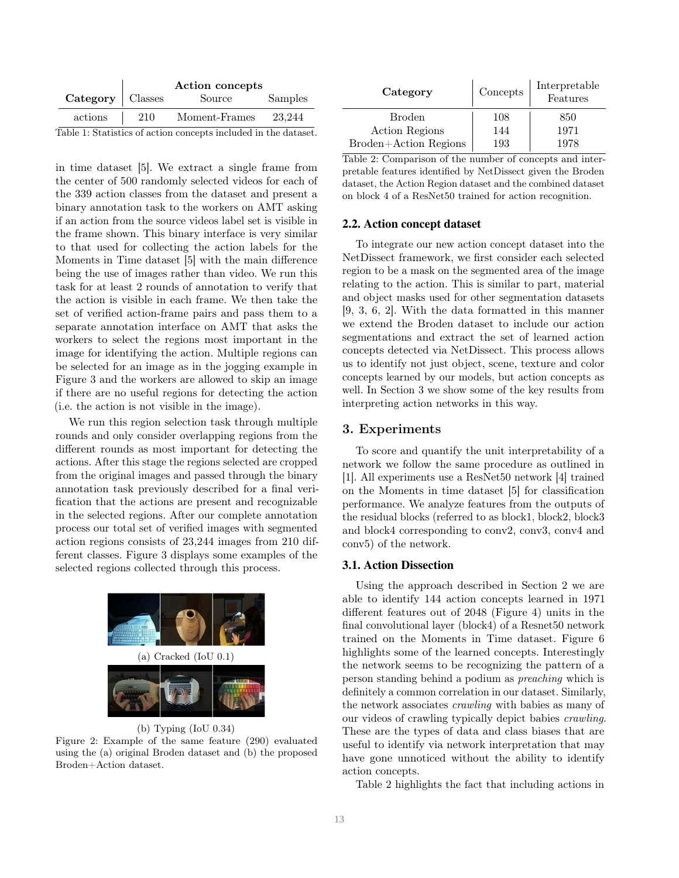| Category | Action concepts | | |
| --- | --- | --- | --- |
| | Classes | Source | Samples |
| actions | 210 | Moment-Frames | 23,244 |

Table 1: Statistics of action concepts included in the dataset.

in time dataset [5]. We extract a single frame from the center of 500 randomly selected videos for each of the 339 action classes from the dataset and present a binary annotation task to the workers on AMT asking if an action from the source videos label set is visible in the frame shown. This binary interface is very similar to that used for collecting the action labels for the Moments in Time dataset [5] with the main difference being the use of images rather than video. We run this task for at least 2 rounds of annotation to verify that the action is visible in each frame. We then take the set of verified action-frame pairs and pass them to a separate annotation interface on AMT that asks the workers to select the regions most important in the image for identifying the action. Multiple regions can be selected for an image as in the jogging example in Figure 3 and the workers are allowed to skip an image if there are no useful regions for detecting the action (i.e. the action is not visible in the image).

We run this region selection task through multiple rounds and only consider overlapping regions from the different rounds as most important for detecting the actions. After this stage the regions selected are cropped from the original images and passed through the binary annotation task previously described for a final verification that the actions are present and recognizable in the selected regions. After our complete annotation process our total set of verified images with segmented action regions consists of 23,244 images from 210 different classes. Figure 3 displays some examples of the selected regions collected through this process.

(a) Cracked (IoU 0.1)

(b) Typing (IoU 0.34)

Figure 2: Example of the same feature (290) evaluated using the (a) original Broden dataset and (b) the proposed Broden+Action dataset.

| Category | Concepts | Interpretable Features |
| --- | --- | --- |
| Broden | 108 | 850 |
| Action Regions | 144 | 1971 |
| Broden+Action Regions | 193 | 1978 |

Table 2: Comparison of the number of concepts and interpretable features identified by NetDissect given the Broden dataset, the Action Region dataset and the combined dataset on block 4 of a ResNet50 trained for action recognition.

### 2.2. Action concept dataset

To integrate our new action concept dataset into the NetDissect framework, we first consider each selected region to be a mask on the segmented area of the image relating to the action. This is similar to part, material and object masks used for other segmentation datasets [9, 3, 6, 2]. With the data formatted in this manner we extend the Broden dataset to include our action segmentations and extract the set of learned action concepts detected via NetDissect. This process allows us to identify not just object, scene, texture and color concepts learned by our models, but action concepts as well. In Section 3 we show some of the key results from interpreting action networks in this way.

## 3. Experiments

To score and quantify the unit interpretability of a network we follow the same procedure as outlined in [1]. All experiments use a ResNet50 network [4] trained on the Moments in time dataset [5] for classification performance. We analyze features from the outputs of the residual blocks (referred to as block1, block2, block3 and block4 corresponding to conv2, conv3, conv4 and conv5) of the network.

### 3.1. Action Dissection

Using the approach described in Section 2 we are able to identify 144 action concepts learned in 1971 different features out of 2048 (Figure 4) units in the final convolutional layer (block4) of a Resnet50 network trained on the Moments in Time dataset. Figure 6 highlights some of the learned concepts. Interestingly the network seems to be recognizing the pattern of a person standing behind a podium as *preaching* which is definitely a common correlation in our dataset. Similarly, the network associates *crawling* with babies as many of our videos of crawling typically depict babies *crawling*. These are the types of data and class biases that are useful to identify via network interpretation that may have gone unnoticed without the ability to identify action concepts.

Table 2 highlights the fact that including actions in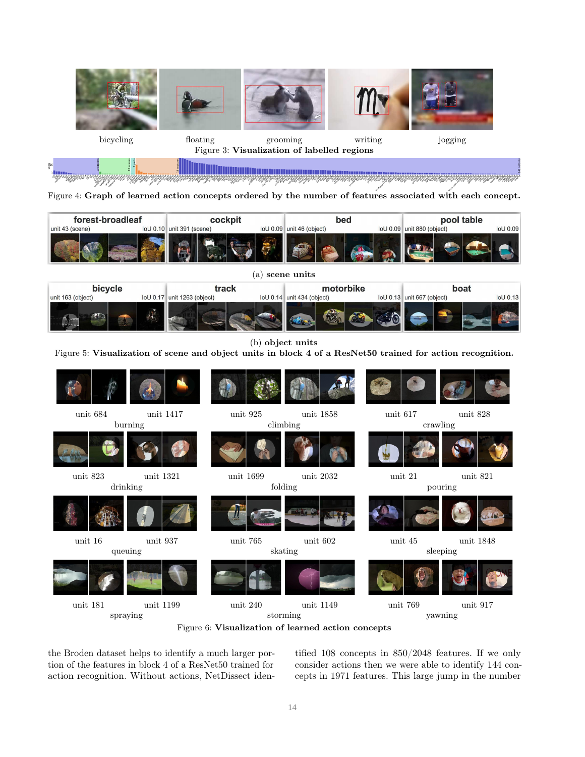bicycling floating grooming writing jogging

Figure 3: **Visualization of labelled regions**

Figure 4: **Graph of learned action concepts ordered by the number of features associated with each concept.**

(a) **scene units**

(b) **object units**

Figure 5: **Visualization of scene and object units in block 4 of a ResNet50 trained for action recognition.**

Figure 6: **Visualization of learned action concepts**

the Broden dataset helps to identify a much larger portion of the features in block 4 of a ResNet50 trained for action recognition. Without actions, NetDissect identified 108 concepts in 850/2048 features. If we only consider actions then we were able to identify 144 concepts in 1971 features. This large jump in the number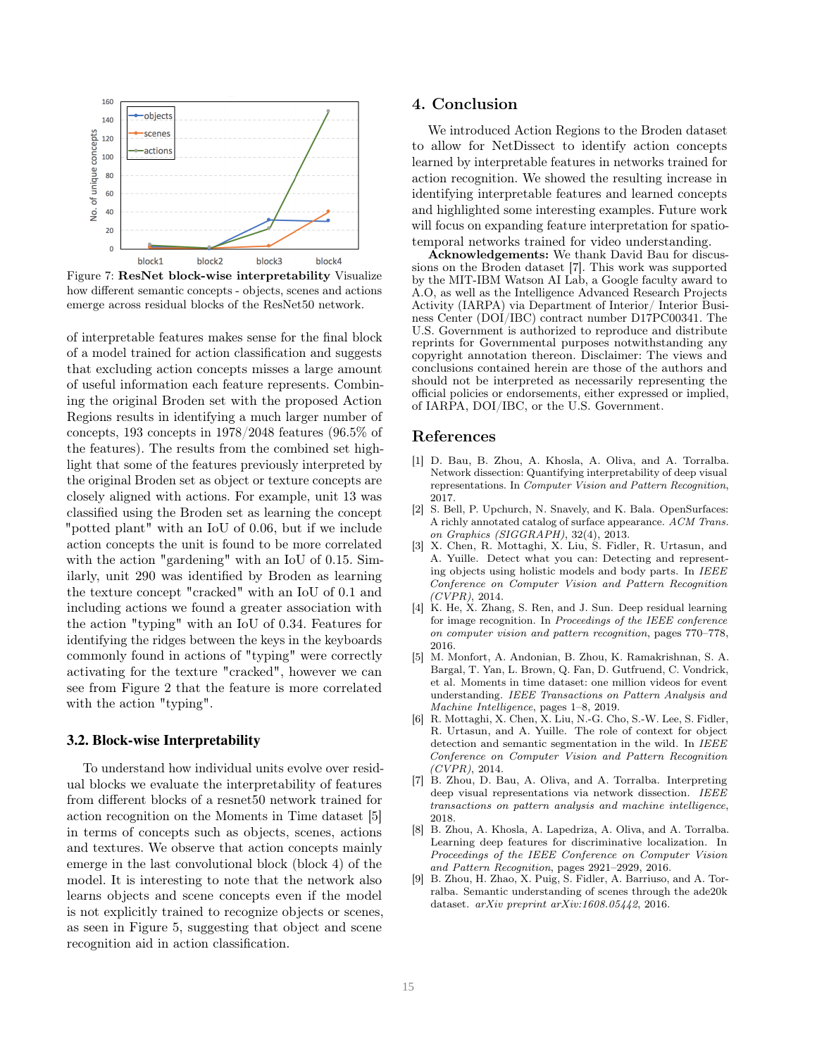160
140
120
100
80
60
40
20
0

No. of unique concepts

objects
scenes
actions

block1 block2 block3 block4

Figure 7: **ResNet block-wise interpretability** Visualize how different semantic concepts - objects, scenes and actions emerge across residual blocks of the ResNet50 network.

of interpretable features makes sense for the final block of a model trained for action classification and suggests that excluding action concepts misses a large amount of useful information each feature represents. Combining the original Broden set with the proposed Action Regions results in identifying a much larger number of concepts, 193 concepts in 1978/2048 features (96.5% of the features). The results from the combined set highlight that some of the features previously interpreted by the original Broden set as object or texture concepts are closely aligned with actions. For example, unit 13 was classified using the Broden set as learning the concept "potted plant" with an IoU of 0.06, but if we include action concepts the unit is found to be more correlated with the action "gardening" with an IoU of 0.15. Similarly, unit 290 was identified by Broden as learning the texture concept "cracked" with an IoU of 0.1 and including actions we found a greater association with the action "typing" with an IoU of 0.34. Features for identifying the ridges between the keys in the keyboards commonly found in actions of "typing" were correctly activating for the texture "cracked", however we can see from Figure 2 that the feature is more correlated with the action "typing".

### 3.2. Block-wise Interpretability

To understand how individual units evolve over residual blocks we evaluate the interpretability of features from different blocks of a resnet50 network trained for action recognition on the Moments in Time dataset [5] in terms of concepts such as objects, scenes, actions and textures. We observe that action concepts mainly emerge in the last convolutional block (block 4) of the model. It is interesting to note that the network also learns objects and scene concepts even if the model is not explicitly trained to recognize objects or scenes, as seen in Figure 5, suggesting that object and scene recognition aid in action classification.

## 4. Conclusion

We introduced Action Regions to the Broden dataset to allow for NetDissect to identify action concepts learned by interpretable features in networks trained for action recognition. We showed the resulting increase in identifying interpretable features and learned concepts and highlighted some interesting examples. Future work will focus on expanding feature interpretation for spatio-temporal networks trained for video understanding.

**Acknowledgements:** We thank David Bau for discussions on the Broden dataset [7]. This work was supported by the MIT-IBM Watson AI Lab, a Google faculty award to A.O, as well as the Intelligence Advanced Research Projects Activity (IARPA) via Department of Interior/ Interior Business Center (DOI/IBC) contract number D17PC00341. The U.S. Government is authorized to reproduce and distribute reprints for Governmental purposes notwithstanding any copyright annotation thereon. Disclaimer: The views and conclusions contained herein are those of the authors and should not be interpreted as necessarily representing the official policies or endorsements, either expressed or implied, of IARPA, DOI/IBC, or the U.S. Government.

## References

[1] D. Bau, B. Zhou, A. Khosla, A. Oliva, and A. Torralba. Network dissection: Quantifying interpretability of deep visual representations. In *Computer Vision and Pattern Recognition*, 2017.

[2] S. Bell, P. Upchurch, N. Snavely, and K. Bala. OpenSurfaces: A richly annotated catalog of surface appearance. *ACM Trans. on Graphics (SIGGRAPH)*, 32(4), 2013.

[3] X. Chen, R. Mottaghi, X. Liu, S. Fidler, R. Urtasun, and A. Yuille. Detect what you can: Detecting and representing objects using holistic models and body parts. In *IEEE Conference on Computer Vision and Pattern Recognition (CVPR)*, 2014.

[4] K. He, X. Zhang, S. Ren, and J. Sun. Deep residual learning for image recognition. In *Proceedings of the IEEE conference on computer vision and pattern recognition*, pages 770–778, 2016.

[5] M. Monfort, A. Andonian, B. Zhou, K. Ramakrishnan, S. A. Bargal, T. Yan, L. Brown, Q. Fan, D. Gutfruend, C. Vondrick, et al. Moments in time dataset: one million videos for event understanding. *IEEE Transactions on Pattern Analysis and Machine Intelligence*, pages 1–8, 2019.

[6] R. Mottaghi, X. Chen, X. Liu, N.-G. Cho, S.-W. Lee, S. Fidler, R. Urtasun, and A. Yuille. The role of context for object detection and semantic segmentation in the wild. In *IEEE Conference on Computer Vision and Pattern Recognition (CVPR)*, 2014.

[7] B. Zhou, D. Bau, A. Oliva, and A. Torralba. Interpreting deep visual representations via network dissection. *IEEE transactions on pattern analysis and machine intelligence*, 2018.

[8] B. Zhou, A. Khosla, A. Lapedriza, A. Oliva, and A. Torralba. Learning deep features for discriminative localization. In *Proceedings of the IEEE Conference on Computer Vision and Pattern Recognition*, pages 2921–2929, 2016.

[9] B. Zhou, H. Zhao, X. Puig, S. Fidler, A. Barriuso, and A. Torralba. Semantic understanding of scenes through the ade20k dataset. *arXiv preprint arXiv:1608.05442*, 2016.